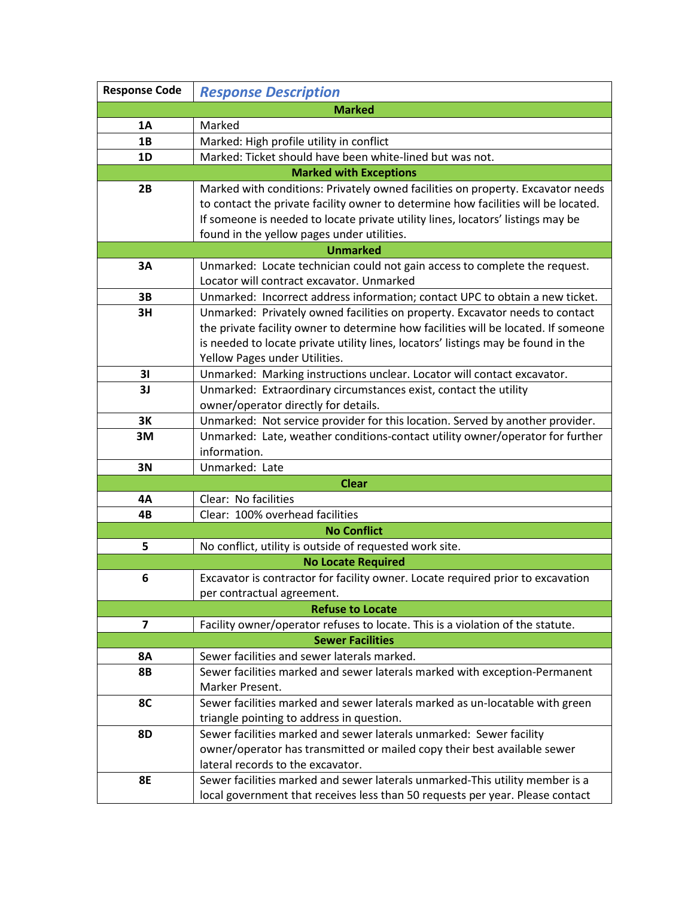| Response Code | *Response Description* |
|---|---|
| | **Marked** |
| **1A** | Marked |
| **1B** | Marked: High profile utility in conflict |
| **1D** | Marked: Ticket should have been white-lined but was not. |
| | **Marked with Exceptions** |
| **2B** | Marked with conditions: Privately owned facilities on property. Excavator needs to contact the private facility owner to determine how facilities will be located. If someone is needed to locate private utility lines, locators' listings may be found in the yellow pages under utilities. |
| | **Unmarked** |
| **3A** | Unmarked:  Locate technician could not gain access to complete the request. Locator will contract excavator. Unmarked |
| **3B** | Unmarked:  Incorrect address information; contact UPC to obtain a new ticket. |
| **3H** | Unmarked:  Privately owned facilities on property. Excavator needs to contact the private facility owner to determine how facilities will be located. If someone is needed to locate private utility lines, locators' listings may be found in the Yellow Pages under Utilities. |
| **3I** | Unmarked:  Marking instructions unclear. Locator will contact excavator. |
| **3J** | Unmarked:  Extraordinary circumstances exist, contact the utility owner/operator directly for details. |
| **3K** | Unmarked:  Not service provider for this location. Served by another provider. |
| **3M** | Unmarked:  Late, weather conditions-contact utility owner/operator for further information. |
| **3N** | Unmarked:  Late |
| | **Clear** |
| **4A** | Clear:  No facilities |
| **4B** | Clear:  100% overhead facilities |
| | **No Conflict** |
| **5** | No conflict, utility is outside of requested work site. |
| | **No Locate Required** |
| **6** | Excavator is contractor for facility owner. Locate required prior to excavation per contractual agreement. |
| | **Refuse to Locate** |
| **7** | Facility owner/operator refuses to locate. This is a violation of the statute. |
| | **Sewer Facilities** |
| **8A** | Sewer facilities and sewer laterals marked. |
| **8B** | Sewer facilities marked and sewer laterals marked with exception-Permanent Marker Present. |
| **8C** | Sewer facilities marked and sewer laterals marked as un-locatable with green triangle pointing to address in question. |
| **8D** | Sewer facilities marked and sewer laterals unmarked:  Sewer facility owner/operator has transmitted or mailed copy their best available sewer lateral records to the excavator. |
| **8E** | Sewer facilities marked and sewer laterals unmarked-This utility member is a local government that receives less than 50 requests per year. Please contact |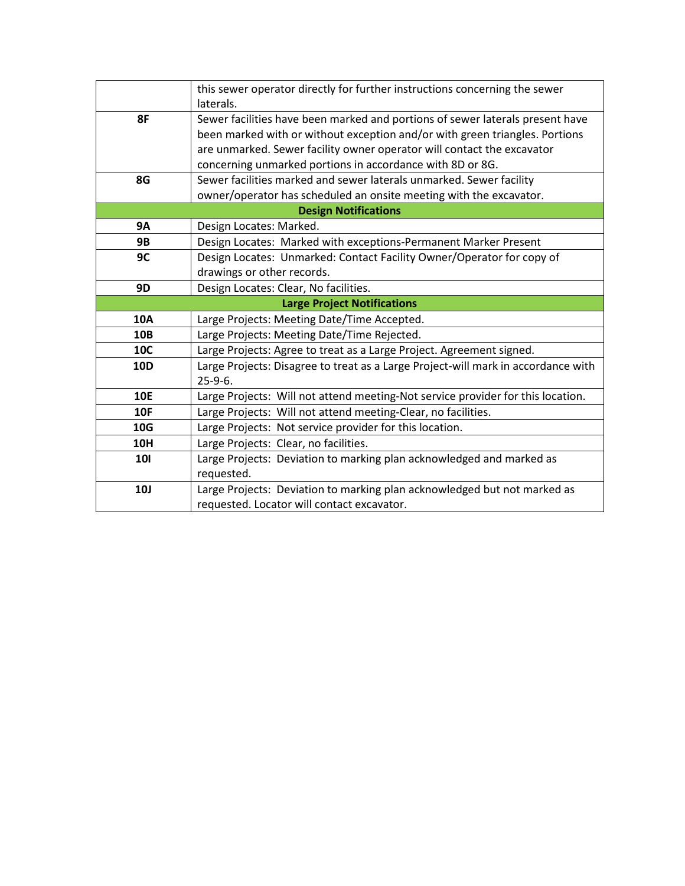| | |
|---|---|
| | this sewer operator directly for further instructions concerning the sewer laterals. |
| **8F** | Sewer facilities have been marked and portions of sewer laterals present have been marked with or without exception and/or with green triangles. Portions are unmarked. Sewer facility owner operator will contact the excavator concerning unmarked portions in accordance with 8D or 8G. |
| **8G** | Sewer facilities marked and sewer laterals unmarked. Sewer facility owner/operator has scheduled an onsite meeting with the excavator. |
| **Design Notifications** | |
| **9A** | Design Locates: Marked. |
| **9B** | Design Locates: Marked with exceptions-Permanent Marker Present |
| **9C** | Design Locates: Unmarked: Contact Facility Owner/Operator for copy of drawings or other records. |
| **9D** | Design Locates: Clear, No facilities. |
| **Large Project Notifications** | |
| **10A** | Large Projects: Meeting Date/Time Accepted. |
| **10B** | Large Projects: Meeting Date/Time Rejected. |
| **10C** | Large Projects: Agree to treat as a Large Project. Agreement signed. |
| **10D** | Large Projects: Disagree to treat as a Large Project-will mark in accordance with 25-9-6. |
| **10E** | Large Projects: Will not attend meeting-Not service provider for this location. |
| **10F** | Large Projects: Will not attend meeting-Clear, no facilities. |
| **10G** | Large Projects: Not service provider for this location. |
| **10H** | Large Projects: Clear, no facilities. |
| **10I** | Large Projects: Deviation to marking plan acknowledged and marked as requested. |
| **10J** | Large Projects: Deviation to marking plan acknowledged but not marked as requested. Locator will contact excavator. |